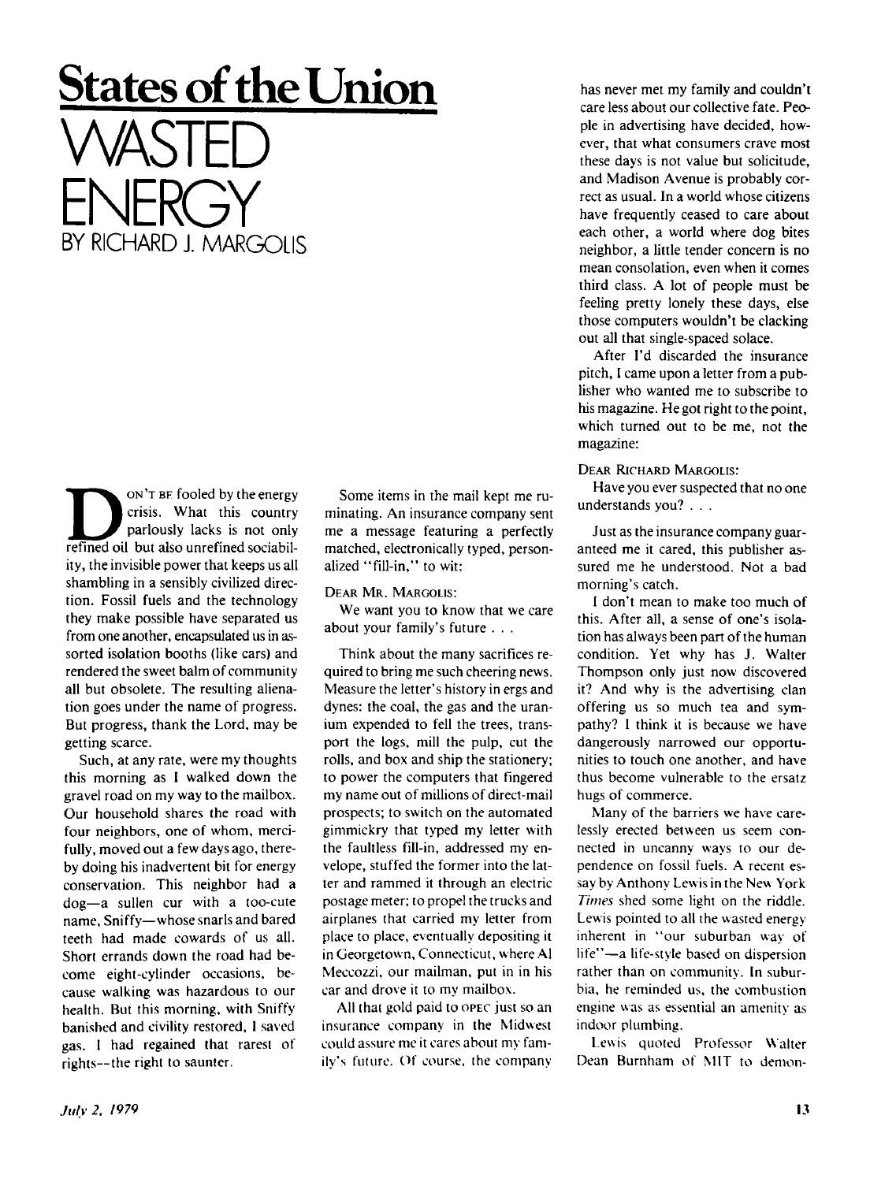# States of the Union

# WASTED ENERGY

BY RICHARD J. MARGOLIS

DON'T BE fooled by the energy crisis. What this country parlously lacks is not only refined oil but also unrefined sociability, the invisible power that keeps us all shambling in a sensibly civilized direction. Fossil fuels and the technology they make possible have separated us from one another, encapsulated us in assorted isolation booths (like cars) and rendered the sweet balm of community all but obsolete. The resulting alienation goes under the name of progress. But progress, thank the Lord, may be getting scarce.

Such, at any rate, were my thoughts this morning as I walked down the gravel road on my way to the mailbox. Our household shares the road with four neighbors, one of whom, mercifully, moved out a few days ago, thereby doing his inadvertent bit for energy conservation. This neighbor had a dog—a sullen cur with a too-cute name, Sniffy—whose snarls and bared teeth had made cowards of us all. Short errands down the road had become eight-cylinder occasions, because walking was hazardous to our health. But this morning, with Sniffy banished and civility restored, I saved gas. I had regained that rarest of rights—the right to saunter.

Some items in the mail kept me ruminating. An insurance company sent me a message featuring a perfectly matched, electronically typed, personalized "fill-in," to wit:

DEAR MR. MARGOLIS:
We want you to know that we care about your family's future . . .

Think about the many sacrifices required to bring me such cheering news. Measure the letter's history in ergs and dynes: the coal, the gas and the uranium expended to fell the trees, transport the logs, mill the pulp, cut the rolls, and box and ship the stationery; to power the computers that fingered my name out of millions of direct-mail prospects; to switch on the automated gimmickry that typed my letter with the faultless fill-in, addressed my envelope, stuffed the former into the latter and rammed it through an electric postage meter; to propel the trucks and airplanes that carried my letter from place to place, eventually depositing it in Georgetown, Connecticut, where Al Meccozzi, our mailman, put in in his car and drove it to my mailbox.

All that gold paid to OPEC just so an insurance company in the Midwest could assure me it cares about my family's future. Of course, the company has never met my family and couldn't care less about our collective fate. People in advertising have decided, however, that what consumers crave most these days is not value but solicitude, and Madison Avenue is probably correct as usual. In a world whose citizens have frequently ceased to care about each other, a world where dog bites neighbor, a little tender concern is no mean consolation, even when it comes third class. A lot of people must be feeling pretty lonely these days, else those computers wouldn't be clacking out all that single-spaced solace.

After I'd discarded the insurance pitch, I came upon a letter from a publisher who wanted me to subscribe to his magazine. He got right to the point, which turned out to be me, not the magazine:

DEAR RICHARD MARGOLIS:
Have you ever suspected that no one understands you? . . .

Just as the insurance company guaranteed me it cared, this publisher assured me he understood. Not a bad morning's catch.

I don't mean to make too much of this. After all, a sense of one's isolation has always been part of the human condition. Yet why has J. Walter Thompson only just now discovered it? And why is the advertising clan offering us so much tea and sympathy? I think it is because we have dangerously narrowed our opportunities to touch one another, and have thus become vulnerable to the ersatz hugs of commerce.

Many of the barriers we have carelessly erected between us seem connected in uncanny ways to our dependence on fossil fuels. A recent essay by Anthony Lewis in the *New York Times* shed some light on the riddle. Lewis pointed to all the wasted energy inherent in "our suburban way of life"—a life-style based on dispersion rather than on community. In suburbia, he reminded us, the combustion engine was as essential an amenity as indoor plumbing.

Lewis quoted Professor Walter Dean Burnham of MIT to demon-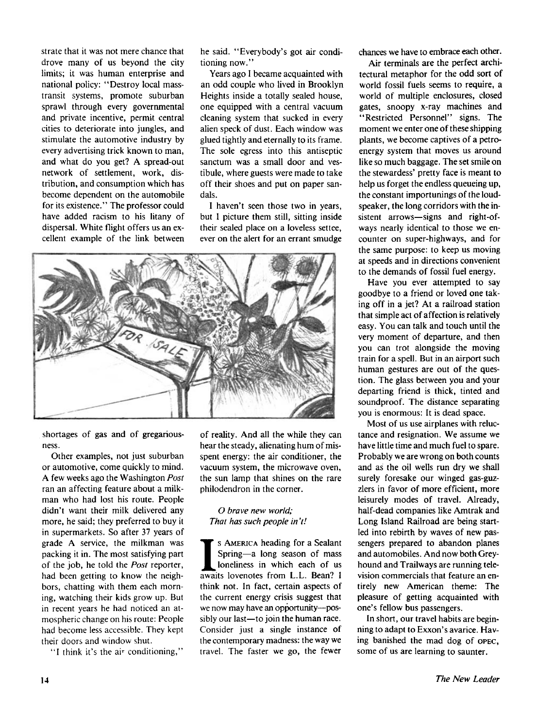strate that it was not mere chance that drove many of us beyond the city limits; it was human enterprise and national policy: "Destroy local mass-transit systems, promote suburban sprawl through every governmental and private incentive, permit central cities to deteriorate into jungles, and stimulate the automotive industry by every advertising trick known to man, and what do you get? A spread-out network of settlement, work, distribution, and consumption which has become dependent on the automobile for its existence." The professor could have added racism to his litany of dispersal. White flight offers us an excellent example of the link between shortages of gas and of gregariousness.

Other examples, not just suburban or automotive, come quickly to mind. A few weeks ago the Washington *Post* ran an affecting feature about a milkman who had lost his route. People didn't want their milk delivered any more, he said; they preferred to buy it in supermarkets. So after 37 years of grade A service, the milkman was packing it in. The most satisfying part of the job, he told the *Post* reporter, had been getting to know the neighbors, chatting with them each morning, watching their kids grow up. But in recent years he had noticed an atmospheric change on his route: People had become less accessible. They kept their doors and window shut.

"I think it's the air conditioning," he said. "Everybody's got air conditioning now."

Years ago I became acquainted with an odd couple who lived in Brooklyn Heights inside a totally sealed house, one equipped with a central vacuum cleaning system that sucked in every alien speck of dust. Each window was glued tightly and eternally to its frame. The sole egress into this antiseptic sanctum was a small door and vestibule, where guests were made to take off their shoes and put on paper sandals.

I haven't seen those two in years, but I picture them still, sitting inside their sealed place on a loveless settee, ever on the alert for an errant smudge of reality. And all the while they can hear the steady, alienating hum of misspent energy: the air conditioner, the vacuum system, the microwave oven, the sun lamp that shines on the rare philodendron in the corner.

*O brave new world;*
*That has such people in't!*

IS AMERICA heading for a Sealant Spring—a long season of mass loneliness in which each of us awaits lovenotes from L.L. Bean? I think not. In fact, certain aspects of the current energy crisis suggest that we now may have an opportunity—possibly our last—to join the human race. Consider just a single instance of the contemporary madness: the way we travel. The faster we go, the fewer chances we have to embrace each other.

Air terminals are the perfect architectural metaphor for the odd sort of world fossil fuels seems to require, a world of multiple enclosures, closed gates, snoopy x-ray machines and "Restricted Personnel" signs. The moment we enter one of these shipping plants, we become captives of a petroenergy system that moves us around like so much baggage. The set smile on the stewardess' pretty face is meant to help us forget the endless queueing up, the constant importunings of the loudspeaker, the long corridors with the insistent arrows—signs and right-of-ways nearly identical to those we encounter on super-highways, and for the same purpose: to keep us moving at speeds and in directions convenient to the demands of fossil fuel energy.

Have you ever attempted to say goodbye to a friend or loved one taking off in a jet? At a railroad station that simple act of affection is relatively easy. You can talk and touch until the very moment of departure, and then you can trot alongside the moving train for a spell. But in an airport such human gestures are out of the question. The glass between you and your departing friend is thick, tinted and soundproof. The distance separating you is enormous: It is dead space.

Most of us use airplanes with reluctance and resignation. We assume we have little time and much fuel to spare. Probably we are wrong on both counts and as the oil wells run dry we shall surely foresake our winged gas-guzzlers in favor of more efficient, more leisurely modes of travel. Already, half-dead companies like Amtrak and Long Island Railroad are being startled into rebirth by waves of new passengers prepared to abandon planes and automobiles. And now both Greyhound and Trailways are running television commercials that feature an entirely new American theme: The pleasure of getting acquainted with one's fellow bus passengers.

In short, our travel habits are beginning to adapt to Exxon's avarice. Having banished the mad dog of OPEC, some of us are learning to saunter.